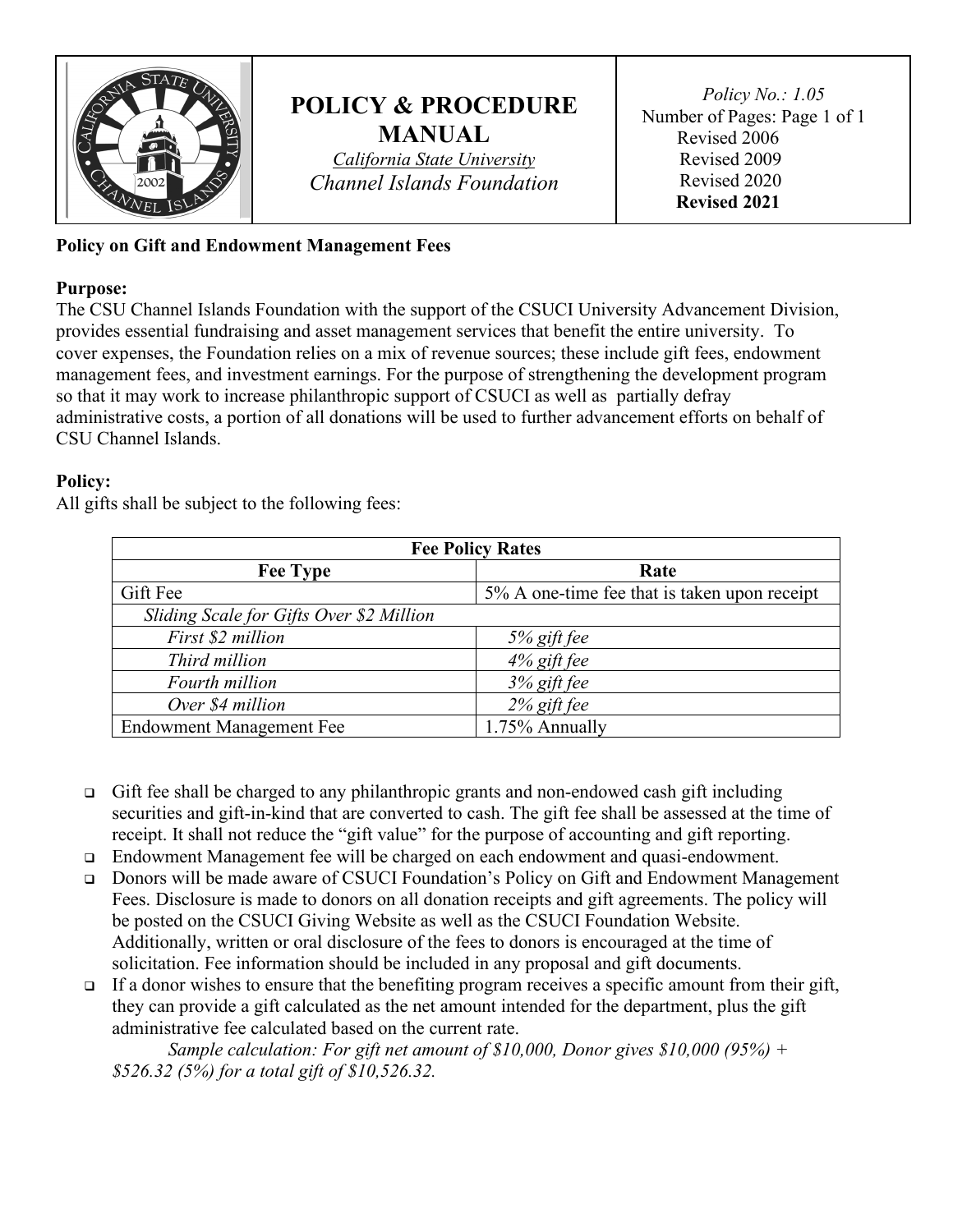| | **POLICY & PROCEDURE MANUAL**<br>*California State University*<br>*Channel Islands Foundation* | *Policy No.: 1.05*<br>Number of Pages: Page 1 of 1<br>Revised 2006<br>Revised 2009<br>Revised 2020<br>**Revised 2021** |
|---|---|---|

**Policy on Gift and Endowment Management Fees**

**Purpose:**

The CSU Channel Islands Foundation with the support of the CSUCI University Advancement Division, provides essential fundraising and asset management services that benefit the entire university. To cover expenses, the Foundation relies on a mix of revenue sources; these include gift fees, endowment management fees, and investment earnings. For the purpose of strengthening the development program so that it may work to increase philanthropic support of CSUCI as well as partially defray administrative costs, a portion of all donations will be used to further advancement efforts on behalf of CSU Channel Islands.

**Policy:**

All gifts shall be subject to the following fees:

| **Fee Policy Rates** | |
|---|---|
| **Fee Type** | **Rate** |
| Gift Fee | 5% A one-time fee that is taken upon receipt |
| *Sliding Scale for Gifts Over $2 Million* | |
| *First $2 million* | *5% gift fee* |
| *Third million* | *4% gift fee* |
| *Fourth million* | *3% gift fee* |
| *Over $4 million* | *2% gift fee* |
| Endowment Management Fee | 1.75% Annually |

- Gift fee shall be charged to any philanthropic grants and non-endowed cash gift including securities and gift-in-kind that are converted to cash. The gift fee shall be assessed at the time of receipt. It shall not reduce the "gift value" for the purpose of accounting and gift reporting.
- Endowment Management fee will be charged on each endowment and quasi-endowment.
- Donors will be made aware of CSUCI Foundation's Policy on Gift and Endowment Management Fees. Disclosure is made to donors on all donation receipts and gift agreements. The policy will be posted on the CSUCI Giving Website as well as the CSUCI Foundation Website. Additionally, written or oral disclosure of the fees to donors is encouraged at the time of solicitation. Fee information should be included in any proposal and gift documents.
- If a donor wishes to ensure that the benefiting program receives a specific amount from their gift, they can provide a gift calculated as the net amount intended for the department, plus the gift administrative fee calculated based on the current rate.

  *Sample calculation: For gift net amount of $10,000, Donor gives $10,000 (95%) + $526.32 (5%) for a total gift of $10,526.32.*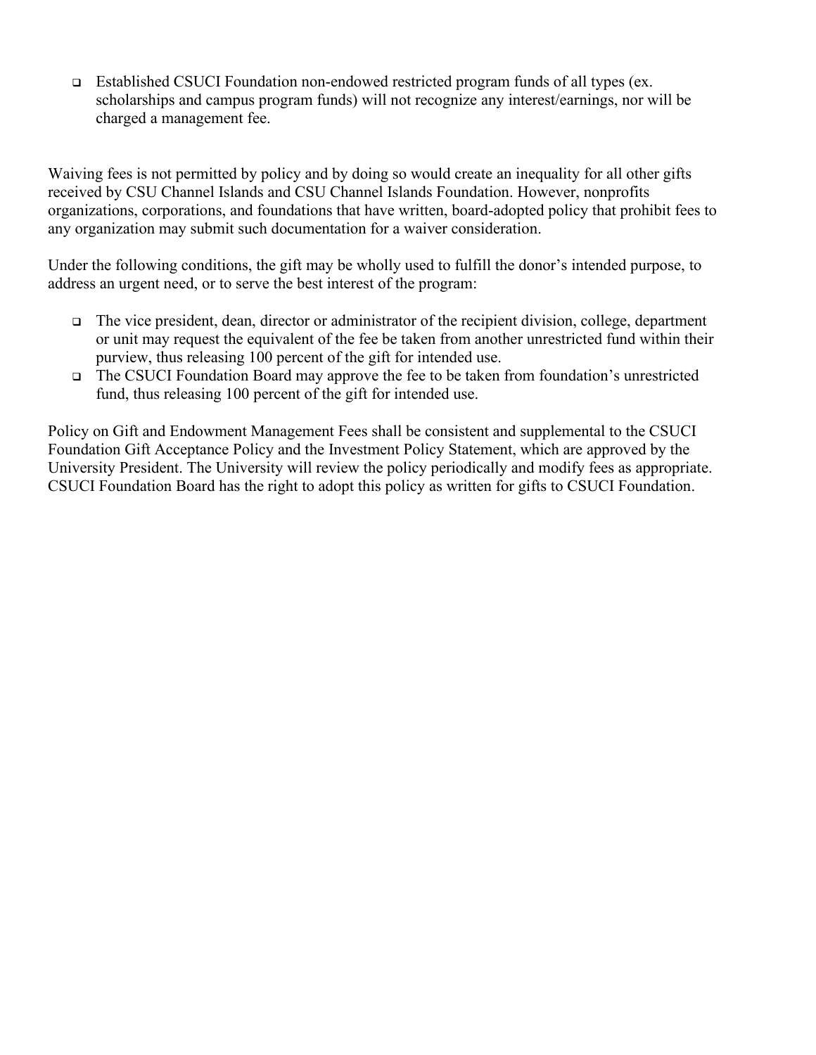- Established CSUCI Foundation non-endowed restricted program funds of all types (ex. scholarships and campus program funds) will not recognize any interest/earnings, nor will be charged a management fee.

Waiving fees is not permitted by policy and by doing so would create an inequality for all other gifts received by CSU Channel Islands and CSU Channel Islands Foundation. However, nonprofits organizations, corporations, and foundations that have written, board-adopted policy that prohibit fees to any organization may submit such documentation for a waiver consideration.

Under the following conditions, the gift may be wholly used to fulfill the donor's intended purpose, to address an urgent need, or to serve the best interest of the program:

- The vice president, dean, director or administrator of the recipient division, college, department or unit may request the equivalent of the fee be taken from another unrestricted fund within their purview, thus releasing 100 percent of the gift for intended use.
- The CSUCI Foundation Board may approve the fee to be taken from foundation's unrestricted fund, thus releasing 100 percent of the gift for intended use.

Policy on Gift and Endowment Management Fees shall be consistent and supplemental to the CSUCI Foundation Gift Acceptance Policy and the Investment Policy Statement, which are approved by the University President. The University will review the policy periodically and modify fees as appropriate. CSUCI Foundation Board has the right to adopt this policy as written for gifts to CSUCI Foundation.